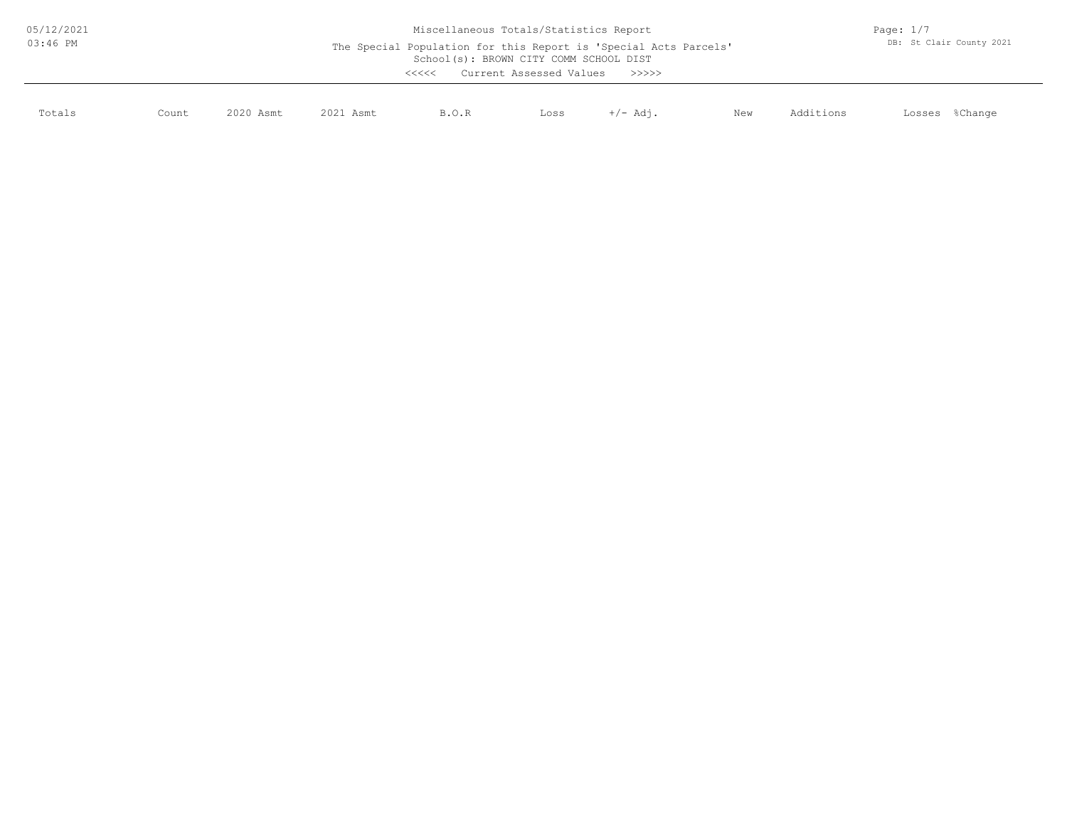# Miscellaneous Totals/Statistics Report

The Special Population for this Report is 'Special Acts Parcels'

School(s): BROWN CITY COMM SCHOOL DIST

<<<<< Current Assessed Values >>>>>

| Totals | Count | 2020 Asmt | 2021 Asmt | B.O.R | Loss | +/- Adj. | New | Additions | Losses | %Change |
|---|---|---|---|---|---|---|---|---|---|---|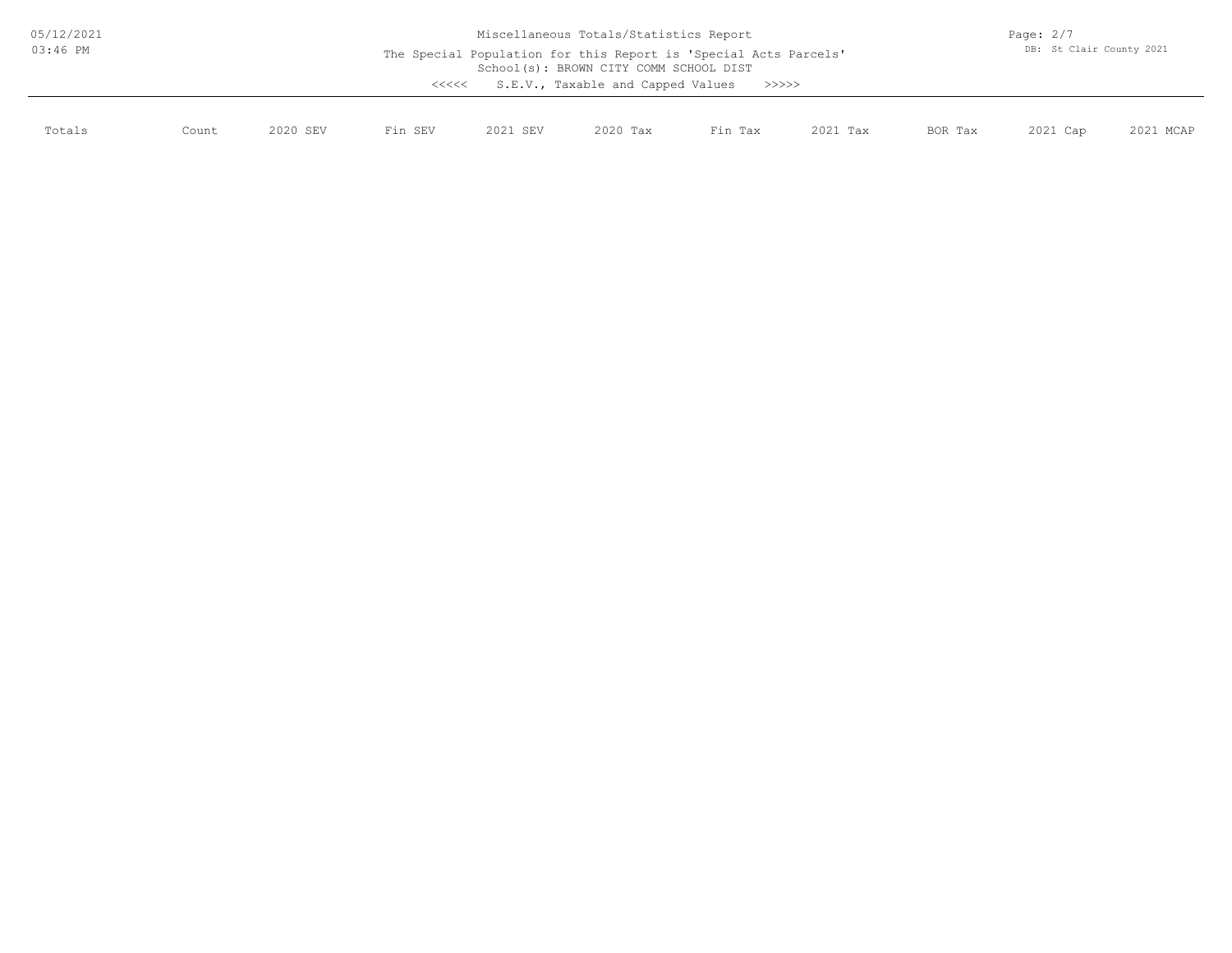Miscellaneous Totals/Statistics Report

The Special Population for this Report is 'Special Acts Parcels'

School(s): BROWN CITY COMM SCHOOL DIST

<<<<< S.E.V., Taxable and Capped Values >>>>>

| Totals | Count | 2020 SEV | Fin SEV | 2021 SEV | 2020 Tax | Fin Tax | 2021 Tax | BOR Tax | 2021 Cap | 2021 MCAP |
| --- | --- | --- | --- | --- | --- | --- | --- | --- | --- | --- |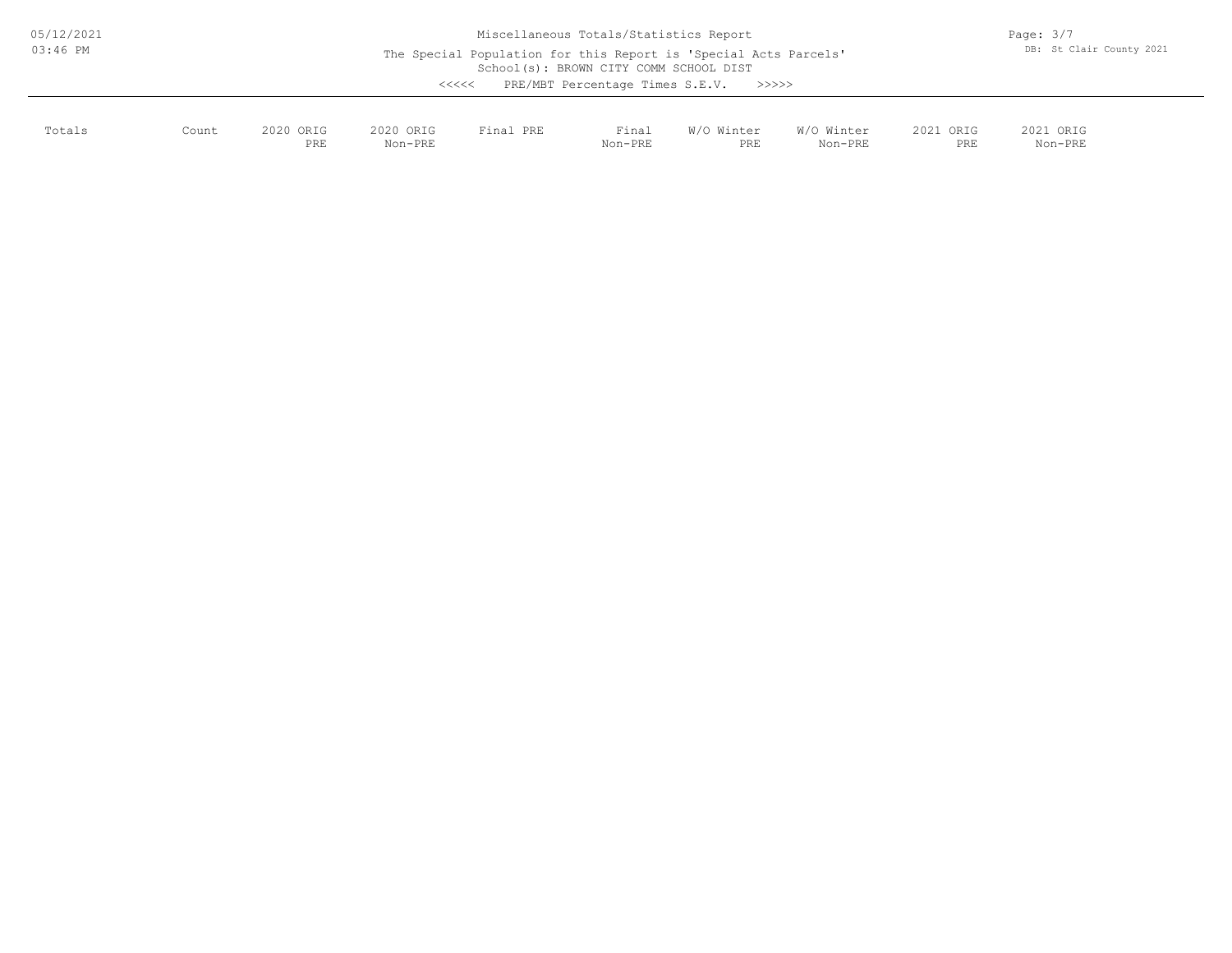Miscellaneous Totals/Statistics Report

The Special Population for this Report is 'Special Acts Parcels'

School(s): BROWN CITY COMM SCHOOL DIST

<<<<< PRE/MBT Percentage Times S.E.V. >>>>>

| Totals | Count | 2020 ORIG PRE | 2020 ORIG Non-PRE | Final PRE | Final Non-PRE | W/O Winter PRE | W/O Winter Non-PRE | 2021 ORIG PRE | 2021 ORIG Non-PRE |
|---|---|---|---|---|---|---|---|---|---|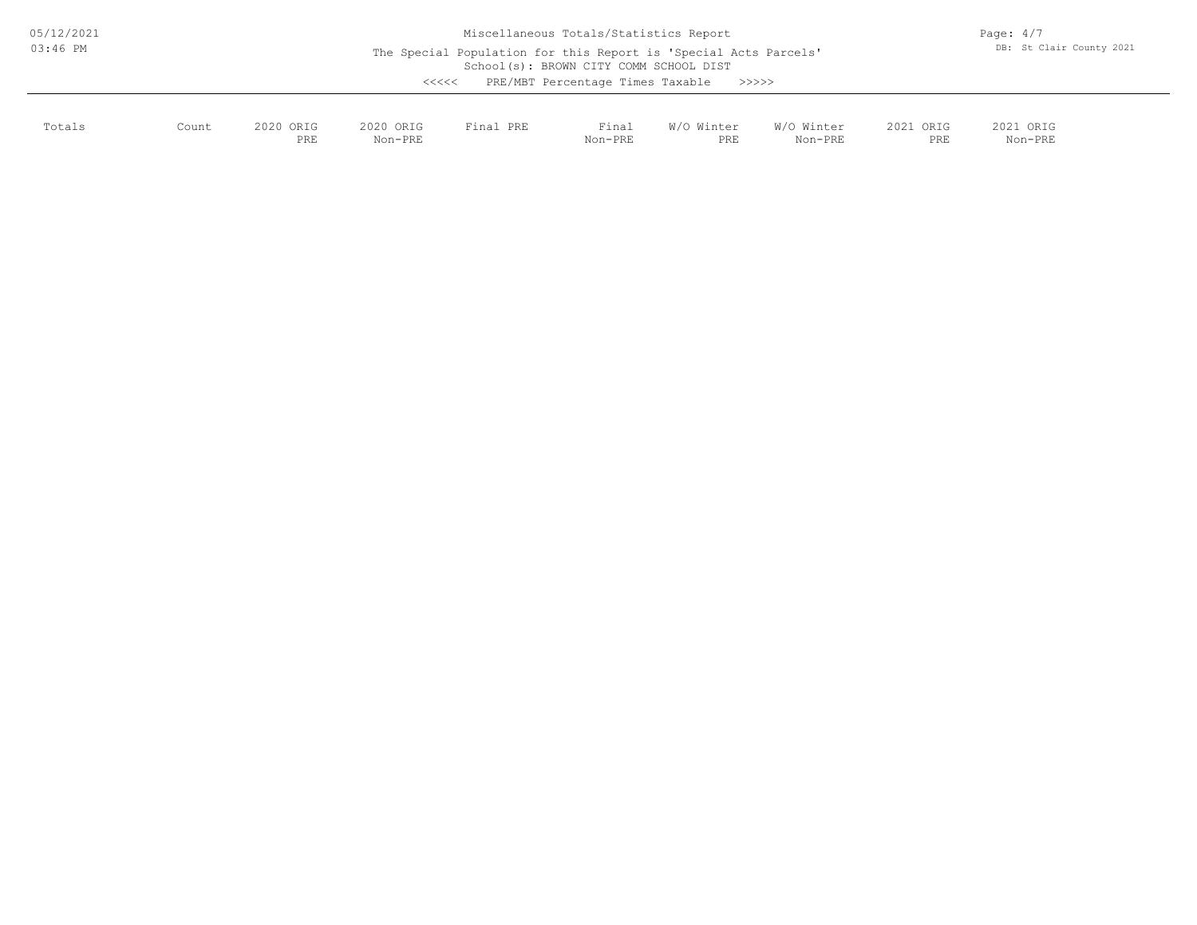Miscellaneous Totals/Statistics Report

The Special Population for this Report is 'Special Acts Parcels'

School(s): BROWN CITY COMM SCHOOL DIST

<<<<< PRE/MBT Percentage Times Taxable >>>>>

| Totals | Count | 2020 ORIG PRE | 2020 ORIG Non-PRE | Final PRE | Final Non-PRE | W/O Winter PRE | W/O Winter Non-PRE | 2021 ORIG PRE | 2021 ORIG Non-PRE |
|---|---|---|---|---|---|---|---|---|---|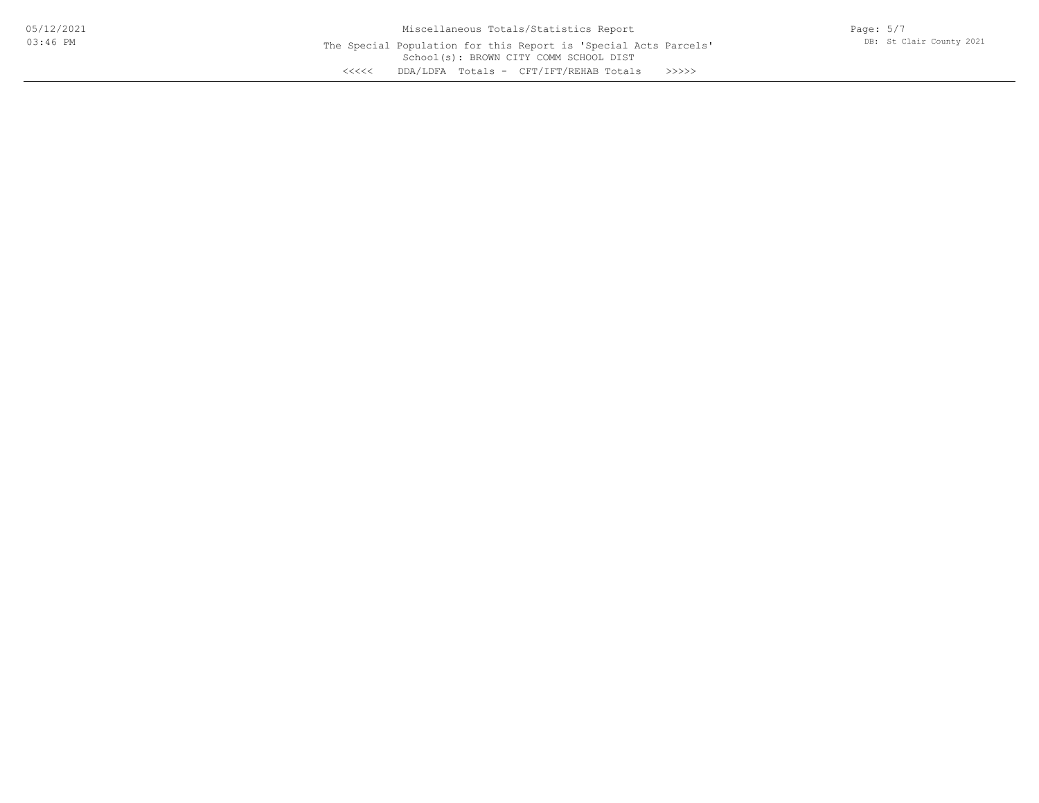# Miscellaneous Totals/Statistics Report

The Special Population for this Report is 'Special Acts Parcels'

School(s): BROWN CITY COMM SCHOOL DIST

<<<<< DDA/LDFA Totals - CFT/IFT/REHAB Totals >>>>>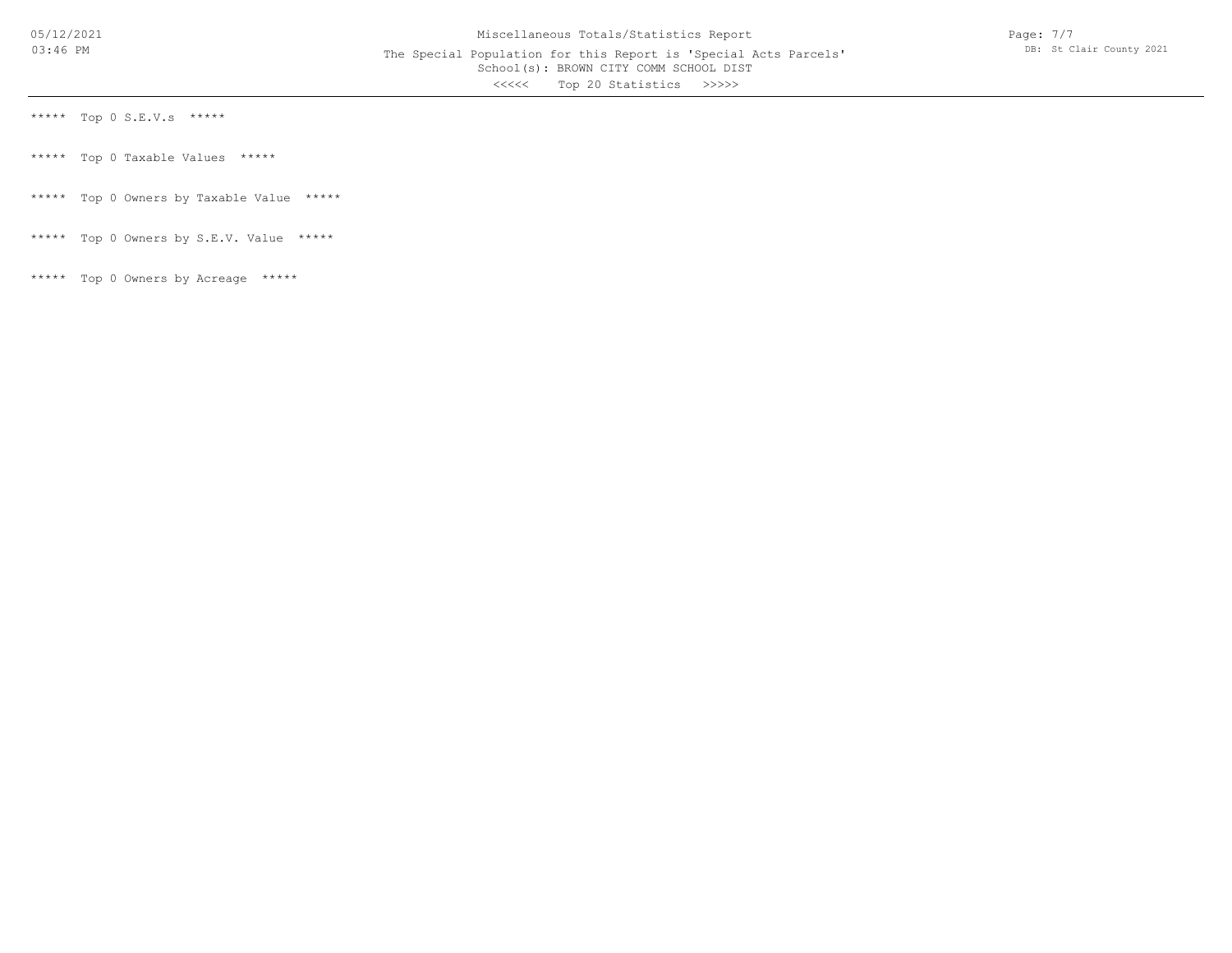Miscellaneous Totals/Statistics Report

The Special Population for this Report is 'Special Acts Parcels'

School(s): BROWN CITY COMM SCHOOL DIST

<<<<< Top 20 Statistics >>>>>

***** Top 0 S.E.V.s *****

***** Top 0 Taxable Values *****

***** Top 0 Owners by Taxable Value *****

***** Top 0 Owners by S.E.V. Value *****

***** Top 0 Owners by Acreage *****